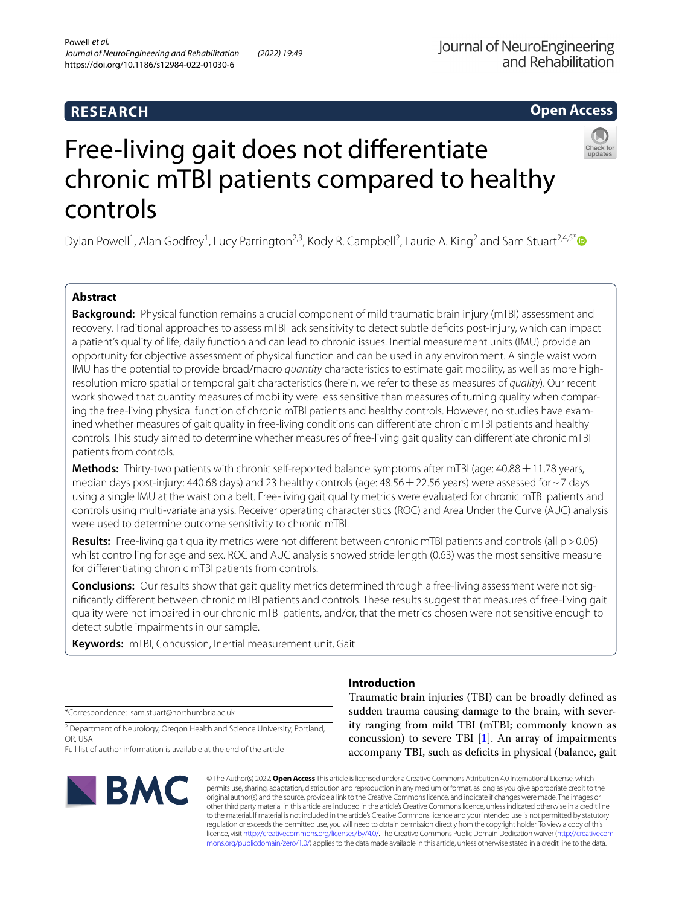RESEARCH

Open Access

# Free-living gait does not differentiate chronic mTBI patients compared to healthy controls

Dylan Powell[1], Alan Godfrey[1], Lucy Parrington[2,3], Kody R. Campbell[2], Laurie A. King[2] and Sam Stuart[2,4,5*]

## Abstract

**Background:** Physical function remains a crucial component of mild traumatic brain injury (mTBI) assessment and recovery. Traditional approaches to assess mTBI lack sensitivity to detect subtle deficits post-injury, which can impact a patient's quality of life, daily function and can lead to chronic issues. Inertial measurement units (IMU) provide an opportunity for objective assessment of physical function and can be used in any environment. A single waist worn IMU has the potential to provide broad/macro *quantity* characteristics to estimate gait mobility, as well as more high-resolution micro spatial or temporal gait characteristics (herein, we refer to these as measures of *quality*). Our recent work showed that quantity measures of mobility were less sensitive than measures of turning quality when comparing the free-living physical function of chronic mTBI patients and healthy controls. However, no studies have examined whether measures of gait quality in free-living conditions can differentiate chronic mTBI patients and healthy controls. This study aimed to determine whether measures of free-living gait quality can differentiate chronic mTBI patients from controls.

**Methods:** Thirty-two patients with chronic self-reported balance symptoms after mTBI (age: 40.88 ± 11.78 years, median days post-injury: 440.68 days) and 23 healthy controls (age: 48.56 ± 22.56 years) were assessed for ~ 7 days using a single IMU at the waist on a belt. Free-living gait quality metrics were evaluated for chronic mTBI patients and controls using multi-variate analysis. Receiver operating characteristics (ROC) and Area Under the Curve (AUC) analysis were used to determine outcome sensitivity to chronic mTBI.

**Results:** Free-living gait quality metrics were not different between chronic mTBI patients and controls (all $p > 0.05$) whilst controlling for age and sex. ROC and AUC analysis showed stride length (0.63) was the most sensitive measure for differentiating chronic mTBI patients from controls.

**Conclusions:** Our results show that gait quality metrics determined through a free-living assessment were not significantly different between chronic mTBI patients and controls. These results suggest that measures of free-living gait quality were not impaired in our chronic mTBI patients, and/or, that the metrics chosen were not sensitive enough to detect subtle impairments in our sample.

**Keywords:** mTBI, Concussion, Inertial measurement unit, Gait

*Correspondence: sam.stuart@northumbria.ac.uk

[2] Department of Neurology, Oregon Health and Science University, Portland, OR, USA

Full list of author information is available at the end of the article

## Introduction

Traumatic brain injuries (TBI) can be broadly defined as sudden trauma causing damage to the brain, with severity ranging from mild TBI (mTBI; commonly known as concussion) to severe TBI [1]. An array of impairments accompany TBI, such as deficits in physical (balance, gait

© The Author(s) 2022. **Open Access** This article is licensed under a Creative Commons Attribution 4.0 International License, which permits use, sharing, adaptation, distribution and reproduction in any medium or format, as long as you give appropriate credit to the original author(s) and the source, provide a link to the Creative Commons licence, and indicate if changes were made. The images or other third party material in this article are included in the article's Creative Commons licence, unless indicated otherwise in a credit line to the material. If material is not included in the article's Creative Commons licence and your intended use is not permitted by statutory regulation or exceeds the permitted use, you will need to obtain permission directly from the copyright holder. To view a copy of this licence, visit http://creativecommons.org/licenses/by/4.0/. The Creative Commons Public Domain Dedication waiver (http://creativecommons.org/publicdomain/zero/1.0/) applies to the data made available in this article, unless otherwise stated in a credit line to the data.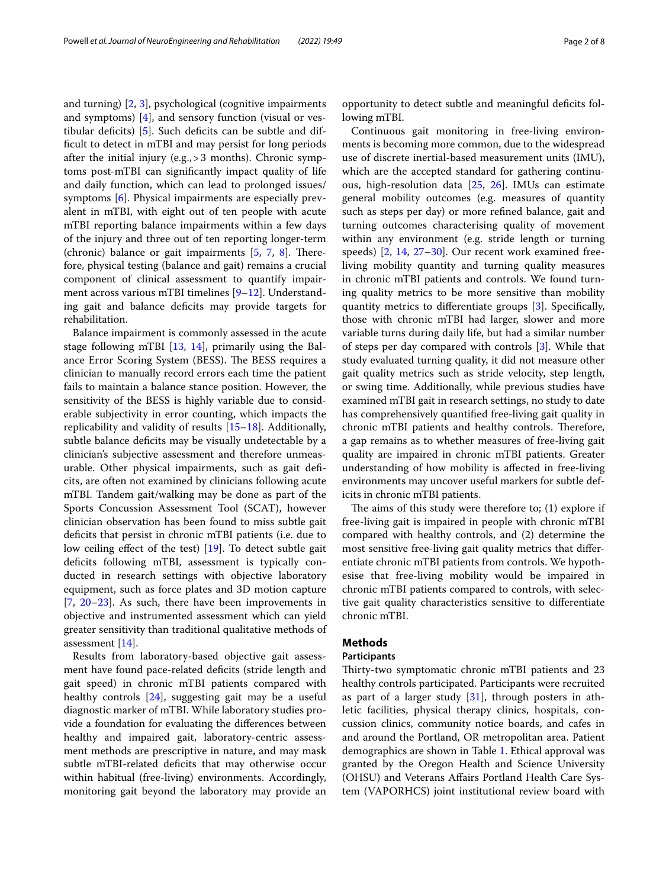and turning) [2, 3], psychological (cognitive impairments and symptoms) [4], and sensory function (visual or vestibular deficits) [5]. Such deficits can be subtle and difficult to detect in mTBI and may persist for long periods after the initial injury (e.g., > 3 months). Chronic symptoms post-mTBI can significantly impact quality of life and daily function, which can lead to prolonged issues/symptoms [6]. Physical impairments are especially prevalent in mTBI, with eight out of ten people with acute mTBI reporting balance impairments within a few days of the injury and three out of ten reporting longer-term (chronic) balance or gait impairments [5, 7, 8]. Therefore, physical testing (balance and gait) remains a crucial component of clinical assessment to quantify impairment across various mTBI timelines [9–12]. Understanding gait and balance deficits may provide targets for rehabilitation.

Balance impairment is commonly assessed in the acute stage following mTBI [13, 14], primarily using the Balance Error Scoring System (BESS). The BESS requires a clinician to manually record errors each time the patient fails to maintain a balance stance position. However, the sensitivity of the BESS is highly variable due to considerable subjectivity in error counting, which impacts the replicability and validity of results [15–18]. Additionally, subtle balance deficits may be visually undetectable by a clinician's subjective assessment and therefore unmeasurable. Other physical impairments, such as gait deficits, are often not examined by clinicians following acute mTBI. Tandem gait/walking may be done as part of the Sports Concussion Assessment Tool (SCAT), however clinician observation has been found to miss subtle gait deficits that persist in chronic mTBI patients (i.e. due to low ceiling effect of the test) [19]. To detect subtle gait deficits following mTBI, assessment is typically conducted in research settings with objective laboratory equipment, such as force plates and 3D motion capture [7, 20–23]. As such, there have been improvements in objective and instrumented assessment which can yield greater sensitivity than traditional qualitative methods of assessment [14].

Results from laboratory-based objective gait assessment have found pace-related deficits (stride length and gait speed) in chronic mTBI patients compared with healthy controls [24], suggesting gait may be a useful diagnostic marker of mTBI. While laboratory studies provide a foundation for evaluating the differences between healthy and impaired gait, laboratory-centric assessment methods are prescriptive in nature, and may mask subtle mTBI-related deficits that may otherwise occur within habitual (free-living) environments. Accordingly, monitoring gait beyond the laboratory may provide an opportunity to detect subtle and meaningful deficits following mTBI.

Continuous gait monitoring in free-living environments is becoming more common, due to the widespread use of discrete inertial-based measurement units (IMU), which are the accepted standard for gathering continuous, high-resolution data [25, 26]. IMUs can estimate general mobility outcomes (e.g. measures of quantity such as steps per day) or more refined balance, gait and turning outcomes characterising quality of movement within any environment (e.g. stride length or turning speeds) [2, 14, 27–30]. Our recent work examined free-living mobility quantity and turning quality measures in chronic mTBI patients and controls. We found turning quality metrics to be more sensitive than mobility quantity metrics to differentiate groups [3]. Specifically, those with chronic mTBI had larger, slower and more variable turns during daily life, but had a similar number of steps per day compared with controls [3]. While that study evaluated turning quality, it did not measure other gait quality metrics such as stride velocity, step length, or swing time. Additionally, while previous studies have examined mTBI gait in research settings, no study to date has comprehensively quantified free-living gait quality in chronic mTBI patients and healthy controls. Therefore, a gap remains as to whether measures of free-living gait quality are impaired in chronic mTBI patients. Greater understanding of how mobility is affected in free-living environments may uncover useful markers for subtle deficits in chronic mTBI patients.

The aims of this study were therefore to; (1) explore if free-living gait is impaired in people with chronic mTBI compared with healthy controls, and (2) determine the most sensitive free-living gait quality metrics that differentiate chronic mTBI patients from controls. We hypothesise that free-living mobility would be impaired in chronic mTBI patients compared to controls, with selective gait quality characteristics sensitive to differentiate chronic mTBI.

## Methods

### Participants

Thirty-two symptomatic chronic mTBI patients and 23 healthy controls participated. Participants were recruited as part of a larger study [31], through posters in athletic facilities, physical therapy clinics, hospitals, concussion clinics, community notice boards, and cafes in and around the Portland, OR metropolitan area. Patient demographics are shown in Table 1. Ethical approval was granted by the Oregon Health and Science University (OHSU) and Veterans Affairs Portland Health Care System (VAPORHCS) joint institutional review board with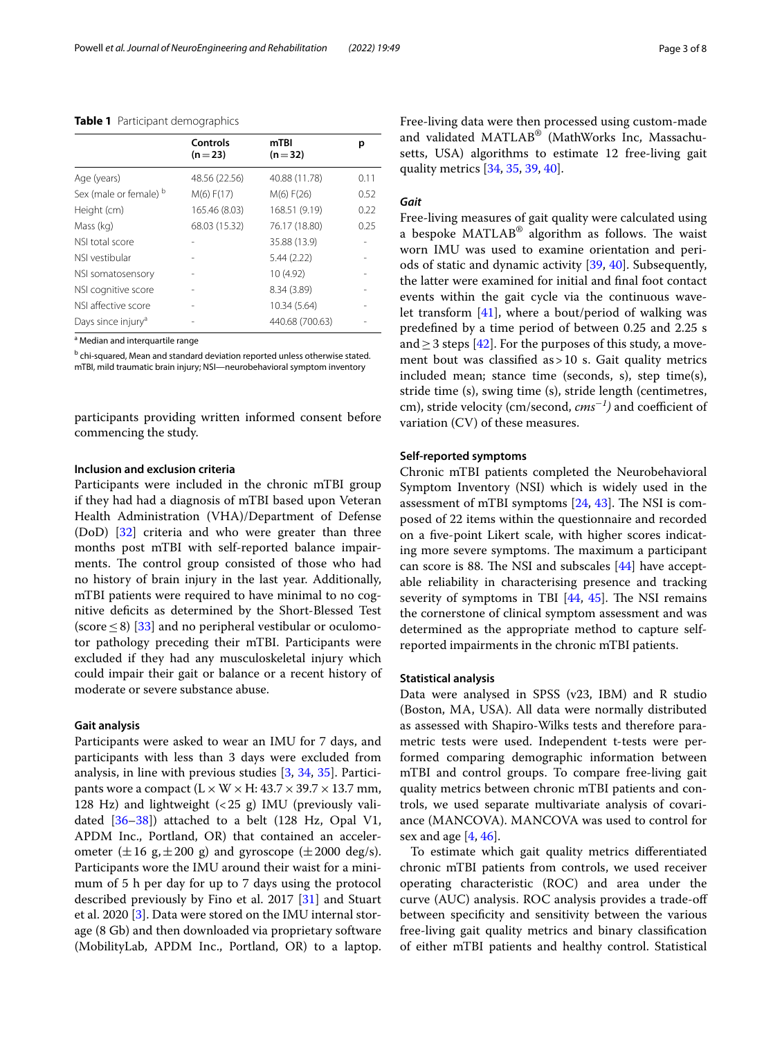**Table 1** Participant demographics

| | Controls (n = 23) | mTBI (n = 32) | p |
|---|---|---|---|
| Age (years) | 48.56 (22.56) | 40.88 (11.78) | 0.11 |
| Sex (male or female) [b] | M(6) F(17) | M(6) F(26) | 0.52 |
| Height (cm) | 165.46 (8.03) | 168.51 (9.19) | 0.22 |
| Mass (kg) | 68.03 (15.32) | 76.17 (18.80) | 0.25 |
| NSI total score | - | 35.88 (13.9) | - |
| NSI vestibular | - | 5.44 (2.22) | - |
| NSI somatosensory | - | 10 (4.92) | - |
| NSI cognitive score | - | 8.34 (3.89) | - |
| NSI affective score | - | 10.34 (5.64) | - |
| Days since injury[a] | - | 440.68 (700.63) | - |

[a] Median and interquartile range

[b] chi-squared, Mean and standard deviation reported unless otherwise stated. mTBI, mild traumatic brain injury; NSI—neurobehavioral symptom inventory

participants providing written informed consent before commencing the study.

### Inclusion and exclusion criteria

Participants were included in the chronic mTBI group if they had had a diagnosis of mTBI based upon Veteran Health Administration (VHA)/Department of Defense (DoD) [32] criteria and who were greater than three months post mTBI with self-reported balance impairments. The control group consisted of those who had no history of brain injury in the last year. Additionally, mTBI patients were required to have minimal to no cognitive deficits as determined by the Short-Blessed Test (score $\leq 8$) [33] and no peripheral vestibular or oculomotor pathology preceding their mTBI. Participants were excluded if they had any musculoskeletal injury which could impair their gait or balance or a recent history of moderate or severe substance abuse.

### Gait analysis

Participants were asked to wear an IMU for 7 days, and participants with less than 3 days were excluded from analysis, in line with previous studies [3, 34, 35]. Participants wore a compact (L × W × H: 43.7 × 39.7 × 13.7 mm, 128 Hz) and lightweight (< 25 g) IMU (previously validated [36–38]) attached to a belt (128 Hz, Opal V1, APDM Inc., Portland, OR) that contained an accelerometer (± 16 g, ± 200 g) and gyroscope (± 2000 deg/s). Participants wore the IMU around their waist for a minimum of 5 h per day for up to 7 days using the protocol described previously by Fino et al. 2017 [31] and Stuart et al. 2020 [3]. Data were stored on the IMU internal storage (8 Gb) and then downloaded via proprietary software (MobilityLab, APDM Inc., Portland, OR) to a laptop. Free-living data were then processed using custom-made and validated MATLAB® (MathWorks Inc, Massachusetts, USA) algorithms to estimate 12 free-living gait quality metrics [34, 35, 39, 40].

### *Gait*

Free-living measures of gait quality were calculated using a bespoke MATLAB® algorithm as follows. The waist worn IMU was used to examine orientation and periods of static and dynamic activity [39, 40]. Subsequently, the latter were examined for initial and final foot contact events within the gait cycle via the continuous wavelet transform [41], where a bout/period of walking was predefined by a time period of between 0.25 and 2.25 s and ≥ 3 steps [42]. For the purposes of this study, a movement bout was classified as > 10 s. Gait quality metrics included mean; stance time (seconds, s), step time(s), stride time (s), swing time (s), stride length (centimetres, cm), stride velocity (cm/second, *cms*$^{-1}$) and coefficient of variation (CV) of these measures.

### Self-reported symptoms

Chronic mTBI patients completed the Neurobehavioral Symptom Inventory (NSI) which is widely used in the assessment of mTBI symptoms [24, 43]. The NSI is composed of 22 items within the questionnaire and recorded on a five-point Likert scale, with higher scores indicating more severe symptoms. The maximum a participant can score is 88. The NSI and subscales [44] have acceptable reliability in characterising presence and tracking severity of symptoms in TBI [44, 45]. The NSI remains the cornerstone of clinical symptom assessment and was determined as the appropriate method to capture self-reported impairments in the chronic mTBI patients.

### Statistical analysis

Data were analysed in SPSS (v23, IBM) and R studio (Boston, MA, USA). All data were normally distributed as assessed with Shapiro-Wilks tests and therefore parametric tests were used. Independent t-tests were performed comparing demographic information between mTBI and control groups. To compare free-living gait quality metrics between chronic mTBI patients and controls, we used separate multivariate analysis of covariance (MANCOVA). MANCOVA was used to control for sex and age [4, 46].

To estimate which gait quality metrics differentiated chronic mTBI patients from controls, we used receiver operating characteristic (ROC) and area under the curve (AUC) analysis. ROC analysis provides a trade-off between specificity and sensitivity between the various free-living gait quality metrics and binary classification of either mTBI patients and healthy control. Statistical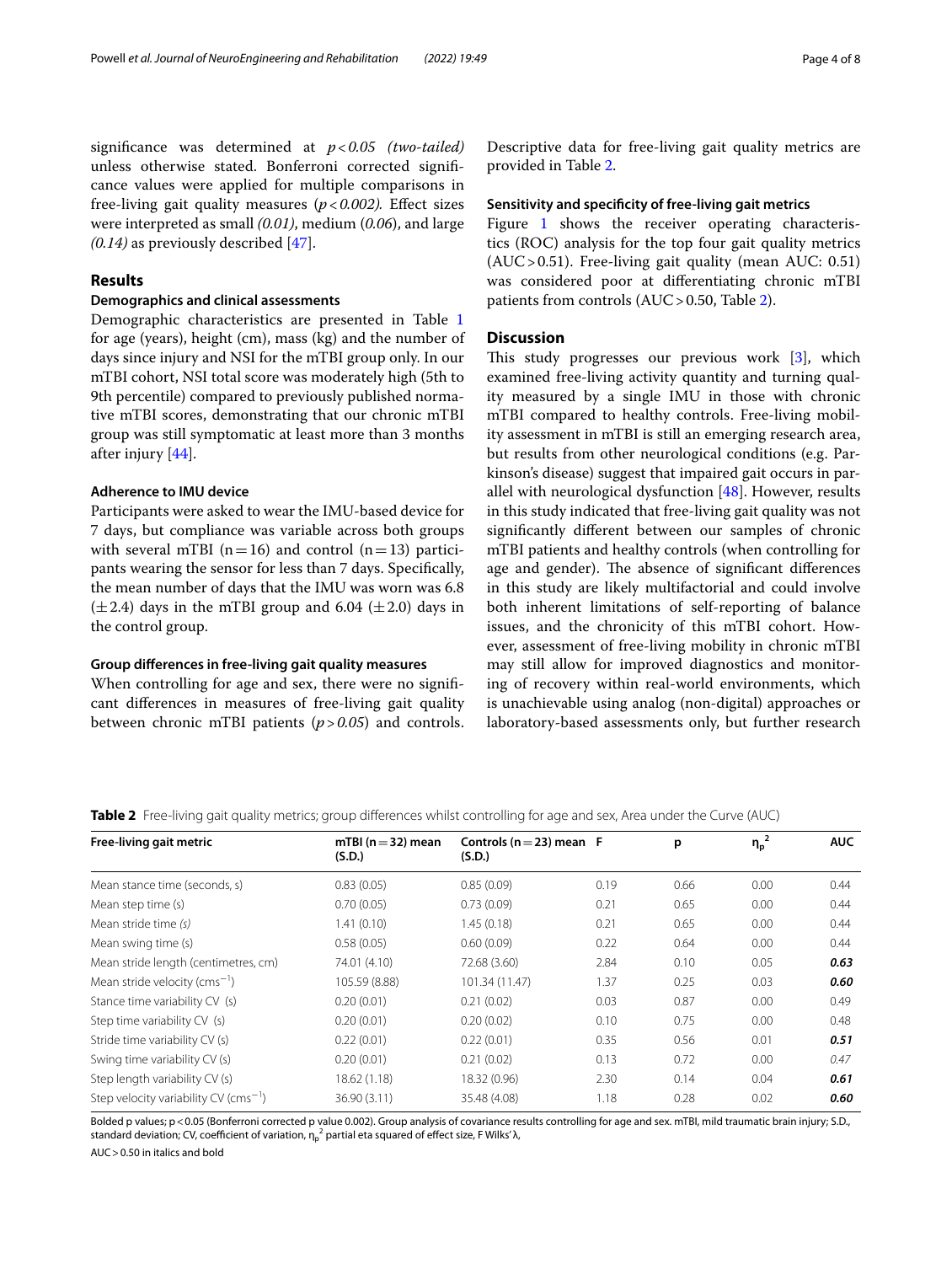significance was determined at *p < 0.05 (two-tailed)* unless otherwise stated. Bonferroni corrected significance values were applied for multiple comparisons in free-living gait quality measures (*p < 0.002).* Effect sizes were interpreted as small *(0.01)*, medium (*0.06*), and large *(0.14)* as previously described [47].

## Results

### Demographics and clinical assessments

Demographic characteristics are presented in Table 1 for age (years), height (cm), mass (kg) and the number of days since injury and NSI for the mTBI group only. In our mTBI cohort, NSI total score was moderately high (5th to 9th percentile) compared to previously published normative mTBI scores, demonstrating that our chronic mTBI group was still symptomatic at least more than 3 months after injury [44].

### Adherence to IMU device

Participants were asked to wear the IMU-based device for 7 days, but compliance was variable across both groups with several mTBI (n = 16) and control (n = 13) participants wearing the sensor for less than 7 days. Specifically, the mean number of days that the IMU was worn was 6.8 (±2.4) days in the mTBI group and 6.04 (±2.0) days in the control group.

### Group differences in free-living gait quality measures

When controlling for age and sex, there were no significant differences in measures of free-living gait quality between chronic mTBI patients (*p > 0.05*) and controls. Descriptive data for free-living gait quality metrics are provided in Table 2.

### Sensitivity and specificity of free-living gait metrics

Figure 1 shows the receiver operating characteristics (ROC) analysis for the top four gait quality metrics (AUC > 0.51). Free-living gait quality (mean AUC: 0.51) was considered poor at differentiating chronic mTBI patients from controls (AUC > 0.50, Table 2).

## Discussion

This study progresses our previous work [3], which examined free-living activity quantity and turning quality measured by a single IMU in those with chronic mTBI compared to healthy controls. Free-living mobility assessment in mTBI is still an emerging research area, but results from other neurological conditions (e.g. Parkinson's disease) suggest that impaired gait occurs in parallel with neurological dysfunction [48]. However, results in this study indicated that free-living gait quality was not significantly different between our samples of chronic mTBI patients and healthy controls (when controlling for age and gender). The absence of significant differences in this study are likely multifactorial and could involve both inherent limitations of self-reporting of balance issues, and the chronicity of this mTBI cohort. However, assessment of free-living mobility in chronic mTBI may still allow for improved diagnostics and monitoring of recovery within real-world environments, which is unachievable using analog (non-digital) approaches or laboratory-based assessments only, but further research

**Table 2** Free-living gait quality metrics; group differences whilst controlling for age and sex, Area under the Curve (AUC)

| Free-living gait metric | mTBI (n = 32) mean (S.D.) | Controls (n = 23) mean (S.D.) | F | p | $\eta_p^2$ | AUC |
|---|---|---|---|---|---|---|
| Mean stance time (seconds, s) | 0.83 (0.05) | 0.85 (0.09) | 0.19 | 0.66 | 0.00 | 0.44 |
| Mean step time (s) | 0.70 (0.05) | 0.73 (0.09) | 0.21 | 0.65 | 0.00 | 0.44 |
| Mean stride time *(s)* | 1.41 (0.10) | 1.45 (0.18) | 0.21 | 0.65 | 0.00 | 0.44 |
| Mean swing time (s) | 0.58 (0.05) | 0.60 (0.09) | 0.22 | 0.64 | 0.00 | 0.44 |
| Mean stride length (centimetres, cm) | 74.01 (4.10) | 72.68 (3.60) | 2.84 | 0.10 | 0.05 | ***0.63*** |
| Mean stride velocity ($cms^{-1}$) | 105.59 (8.88) | 101.34 (11.47) | 1.37 | 0.25 | 0.03 | ***0.60*** |
| Stance time variability CV (s) | 0.20 (0.01) | 0.21 (0.02) | 0.03 | 0.87 | 0.00 | 0.49 |
| Step time variability CV (s) | 0.20 (0.01) | 0.20 (0.02) | 0.10 | 0.75 | 0.00 | 0.48 |
| Stride time variability CV (s) | 0.22 (0.01) | 0.22 (0.01) | 0.35 | 0.56 | 0.01 | ***0.51*** |
| Swing time variability CV (s) | 0.20 (0.01) | 0.21 (0.02) | 0.13 | 0.72 | 0.00 | *0.47* |
| Step length variability CV (s) | 18.62 (1.18) | 18.32 (0.96) | 2.30 | 0.14 | 0.04 | ***0.61*** |
| Step velocity variability CV ($cms^{-1}$) | 36.90 (3.11) | 35.48 (4.08) | 1.18 | 0.28 | 0.02 | ***0.60*** |

Bolded p values; p < 0.05 (Bonferroni corrected p value 0.002). Group analysis of covariance results controlling for age and sex. mTBI, mild traumatic brain injury; S.D., standard deviation; CV, coefficient of variation, $\eta_p^2$ partial eta squared of effect size, F Wilks' λ,

AUC > 0.50 in italics and bold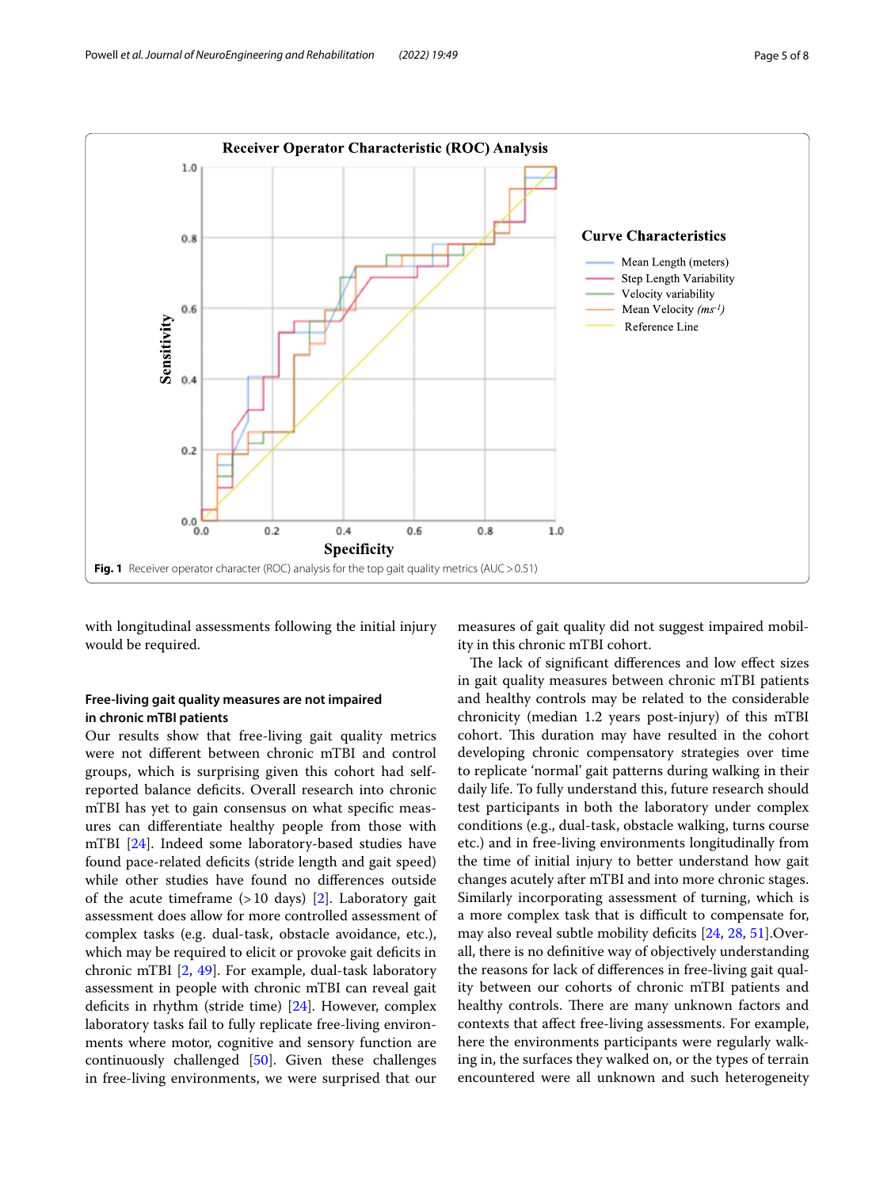Fig. 1 Receiver operator character (ROC) analysis for the top gait quality metrics (AUC > 0.51)

with longitudinal assessments following the initial injury would be required.

### Free-living gait quality measures are not impaired in chronic mTBI patients

Our results show that free-living gait quality metrics were not different between chronic mTBI and control groups, which is surprising given this cohort had self-reported balance deficits. Overall research into chronic mTBI has yet to gain consensus on what specific measures can differentiate healthy people from those with mTBI [24]. Indeed some laboratory-based studies have found pace-related deficits (stride length and gait speed) while other studies have found no differences outside of the acute timeframe (> 10 days) [2]. Laboratory gait assessment does allow for more controlled assessment of complex tasks (e.g. dual-task, obstacle avoidance, etc.), which may be required to elicit or provoke gait deficits in chronic mTBI [2, 49]. For example, dual-task laboratory assessment in people with chronic mTBI can reveal gait deficits in rhythm (stride time) [24]. However, complex laboratory tasks fail to fully replicate free-living environments where motor, cognitive and sensory function are continuously challenged [50]. Given these challenges in free-living environments, we were surprised that our measures of gait quality did not suggest impaired mobility in this chronic mTBI cohort.

The lack of significant differences and low effect sizes in gait quality measures between chronic mTBI patients and healthy controls may be related to the considerable chronicity (median 1.2 years post-injury) of this mTBI cohort. This duration may have resulted in the cohort developing chronic compensatory strategies over time to replicate 'normal' gait patterns during walking in their daily life. To fully understand this, future research should test participants in both the laboratory under complex conditions (e.g., dual-task, obstacle walking, turns course etc.) and in free-living environments longitudinally from the time of initial injury to better understand how gait changes acutely after mTBI and into more chronic stages. Similarly incorporating assessment of turning, which is a more complex task that is difficult to compensate for, may also reveal subtle mobility deficits [24, 28, 51]. Overall, there is no definitive way of objectively understanding the reasons for lack of differences in free-living gait quality between our cohorts of chronic mTBI patients and healthy controls. There are many unknown factors and contexts that affect free-living assessments. For example, here the environments participants were regularly walking in, the surfaces they walked on, or the types of terrain encountered were all unknown and such heterogeneity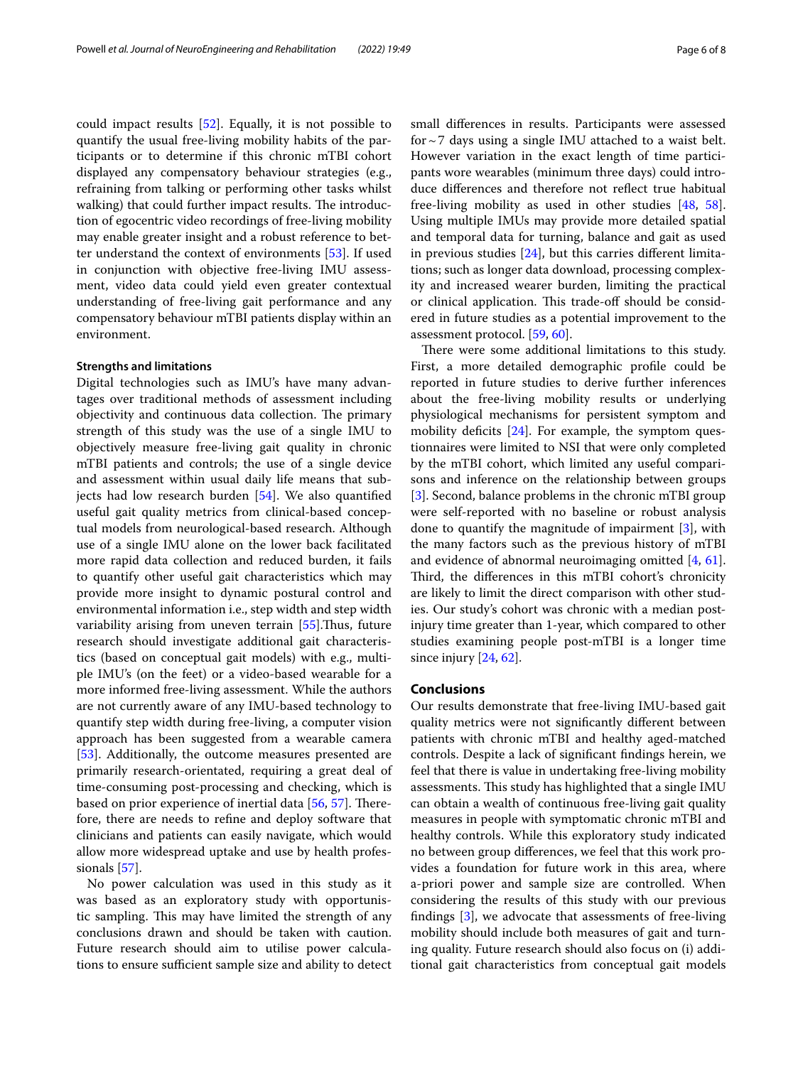could impact results [52]. Equally, it is not possible to quantify the usual free-living mobility habits of the participants or to determine if this chronic mTBI cohort displayed any compensatory behaviour strategies (e.g., refraining from talking or performing other tasks whilst walking) that could further impact results. The introduction of egocentric video recordings of free-living mobility may enable greater insight and a robust reference to better understand the context of environments [53]. If used in conjunction with objective free-living IMU assessment, video data could yield even greater contextual understanding of free-living gait performance and any compensatory behaviour mTBI patients display within an environment.

### Strengths and limitations

Digital technologies such as IMU's have many advantages over traditional methods of assessment including objectivity and continuous data collection. The primary strength of this study was the use of a single IMU to objectively measure free-living gait quality in chronic mTBI patients and controls; the use of a single device and assessment within usual daily life means that subjects had low research burden [54]. We also quantified useful gait quality metrics from clinical-based conceptual models from neurological-based research. Although use of a single IMU alone on the lower back facilitated more rapid data collection and reduced burden, it fails to quantify other useful gait characteristics which may provide more insight to dynamic postural control and environmental information i.e., step width and step width variability arising from uneven terrain [55].Thus, future research should investigate additional gait characteristics (based on conceptual gait models) with e.g., multiple IMU's (on the feet) or a video-based wearable for a more informed free-living assessment. While the authors are not currently aware of any IMU-based technology to quantify step width during free-living, a computer vision approach has been suggested from a wearable camera [53]. Additionally, the outcome measures presented are primarily research-orientated, requiring a great deal of time-consuming post-processing and checking, which is based on prior experience of inertial data [56, 57]. Therefore, there are needs to refine and deploy software that clinicians and patients can easily navigate, which would allow more widespread uptake and use by health professionals [57].

No power calculation was used in this study as it was based as an exploratory study with opportunistic sampling. This may have limited the strength of any conclusions drawn and should be taken with caution. Future research should aim to utilise power calculations to ensure sufficient sample size and ability to detect small differences in results. Participants were assessed for ~7 days using a single IMU attached to a waist belt. However variation in the exact length of time participants wore wearables (minimum three days) could introduce differences and therefore not reflect true habitual free-living mobility as used in other studies [48, 58]. Using multiple IMUs may provide more detailed spatial and temporal data for turning, balance and gait as used in previous studies [24], but this carries different limitations; such as longer data download, processing complexity and increased wearer burden, limiting the practical or clinical application. This trade-off should be considered in future studies as a potential improvement to the assessment protocol. [59, 60].

There were some additional limitations to this study. First, a more detailed demographic profile could be reported in future studies to derive further inferences about the free-living mobility results or underlying physiological mechanisms for persistent symptom and mobility deficits [24]. For example, the symptom questionnaires were limited to NSI that were only completed by the mTBI cohort, which limited any useful comparisons and inference on the relationship between groups [3]. Second, balance problems in the chronic mTBI group were self-reported with no baseline or robust analysis done to quantify the magnitude of impairment [3], with the many factors such as the previous history of mTBI and evidence of abnormal neuroimaging omitted [4, 61]. Third, the differences in this mTBI cohort's chronicity are likely to limit the direct comparison with other studies. Our study's cohort was chronic with a median post-injury time greater than 1-year, which compared to other studies examining people post-mTBI is a longer time since injury [24, 62].

## Conclusions

Our results demonstrate that free-living IMU-based gait quality metrics were not significantly different between patients with chronic mTBI and healthy aged-matched controls. Despite a lack of significant findings herein, we feel that there is value in undertaking free-living mobility assessments. This study has highlighted that a single IMU can obtain a wealth of continuous free-living gait quality measures in people with symptomatic chronic mTBI and healthy controls. While this exploratory study indicated no between group differences, we feel that this work provides a foundation for future work in this area, where a-priori power and sample size are controlled. When considering the results of this study with our previous findings [3], we advocate that assessments of free-living mobility should include both measures of gait and turning quality. Future research should also focus on (i) additional gait characteristics from conceptual gait models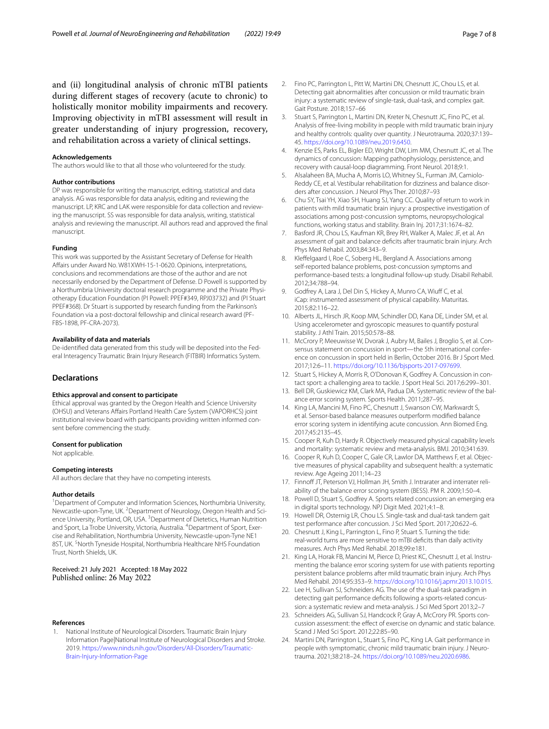and (ii) longitudinal analysis of chronic mTBI patients during different stages of recovery (acute to chronic) to holistically monitor mobility impairments and recovery. Improving objectivity in mTBI assessment will result in greater understanding of injury progression, recovery, and rehabilitation across a variety of clinical settings.

#### Acknowledgements
The authors would like to that all those who volunteered for the study.

#### Author contributions
DP was responsible for writing the manuscript, editing, statistical and data analysis. AG was responsible for data analysis, editing and reviewing the manuscript. LP, KRC and LAK were responsible for data collection and reviewing the manuscript. SS was responsible for data analysis, writing, statistical analysis and reviewing the manuscript. All authors read and approved the final manuscript.

#### Funding
This work was supported by the Assistant Secretary of Defense for Health Affairs under Award No. W81XWH-15-1-0620. Opinions, interpretations, conclusions and recommendations are those of the author and are not necessarily endorsed by the Department of Defense. D Powell is supported by a Northumbria University doctoral research programme and the Private Physiotherapy Education Foundation (PI Powell: PPEF#349, RPJ03732) and (PI Stuart PPEF#368). Dr Stuart is supported by research funding from the Parkinson's Foundation via a post-doctoral fellowship and clinical research award (PF-FBS-1898, PF-CRA-2073).

#### Availability of data and materials
De-identified data generated from this study will be deposited into the Federal Interagency Traumatic Brain Injury Research (FITBIR) Informatics System.

## Declarations

#### Ethics approval and consent to participate
Ethical approval was granted by the Oregon Health and Science University (OHSU) and Veterans Affairs Portland Health Care System (VAPORHCS) joint institutional review board with participants providing written informed consent before commencing the study.

#### Consent for publication
Not applicable.

#### Competing interests
All authors declare that they have no competing interests.

#### Author details
[1]Department of Computer and Information Sciences, Northumbria University, Newcastle-upon-Tyne, UK. [2]Department of Neurology, Oregon Health and Science University, Portland, OR, USA. [3]Department of Dietetics, Human Nutrition and Sport, La Trobe University, Victoria, Australia. [4]Department of Sport, Exercise and Rehabilitation, Northumbria University, Newcastle-upon-Tyne NE1 8ST, UK. [5]North Tyneside Hospital, Northumbria Healthcare NHS Foundation Trust, North Shields, UK.

Received: 21 July 2021 Accepted: 18 May 2022
Published online: 26 May 2022

#### References

1. National Institute of Neurological Disorders. Traumatic Brain Injury Information Page|National Institute of Neurological Disorders and Stroke. 2019. https://www.ninds.nih.gov/Disorders/All-Disorders/Traumatic-Brain-Injury-Information-Page
2. Fino PC, Parrington L, Pitt W, Martini DN, Chesnutt JC, Chou LS, et al. Detecting gait abnormalities after concussion or mild traumatic brain injury: a systematic review of single-task, dual-task, and complex gait. Gait Posture. 2018;157–66
3. Stuart S, Parrington L, Martini DN, Kreter N, Chesnutt JC, Fino PC, et al. Analysis of free-living mobility in people with mild traumatic brain injury and healthy controls: quality over quantity. J Neurotrauma. 2020;37:139–45. https://doi.org/10.1089/neu.2019.6450.
4. Kenzie ES, Parks EL, Bigler ED, Wright DW, Lim MM, Chesnutt JC, et al. The dynamics of concussion: Mapping pathophysiology, persistence, and recovery with causal-loop diagramming. Front Neurol. 2018;9:1.
5. Alsalaheen BA, Mucha A, Morris LO, Whitney SL, Furman JM, Camiolo-Reddy CE, et al. Vestibular rehabilitation for dizziness and balance disorders after concussion. J Neurol Phys Ther. 2010;87–93
6. Chu SY, Tsai YH, Xiao SH, Huang SJ, Yang CC. Quality of return to work in patients with mild traumatic brain injury: a prospective investigation of associations among post-concussion symptoms, neuropsychological functions, working status and stability. Brain Inj. 2017;31:1674–82.
7. Basford JR, Chou LS, Kaufman KR, Brey RH, Walker A, Malec JF, et al. An assessment of gait and balance deficits after traumatic brain injury. Arch Phys Med Rehabil. 2003;84:343–9.
8. Kleffelgaard I, Roe C, Soberg HL, Bergland A. Associations among self-reported balance problems, post-concussion symptoms and performance-based tests: a longitudinal follow-up study. Disabil Rehabil. 2012;34:788–94.
9. Godfrey A, Lara J, Del Din S, Hickey A, Munro CA, Wiuff C, et al. iCap: instrumented assessment of physical capability. Maturitas. 2015;82:116–22.
10. Alberts JL, Hirsch JR, Koop MM, Schindler DD, Kana DE, Linder SM, et al. Using accelerometer and gyroscopic measures to quantify postural stability. J Athl Train. 2015;50:578–88.
11. McCrory P, Meeuwisse W, Dvorak J, Aubry M, Bailes J, Broglio S, et al. Consensus statement on concussion in sport—the 5th international conference on concussion in sport held in Berlin, October 2016. Br J Sport Med. 2017;12:6–11. https://doi.org/10.1136/bjsports-2017-097699.
12. Stuart S, Hickey A, Morris R, O'Donovan K, Godfrey A. Concussion in contact sport: a challenging area to tackle. J Sport Heal Sci. 2017;6:299–301.
13. Bell DR, Guskiewicz KM, Clark MA, Padua DA. Systematic review of the balance error scoring system. Sports Health. 2011;287–95.
14. King LA, Mancini M, Fino PC, Chesnutt J, Swanson CW, Markwardt S, et al. Sensor-based balance measures outperform modified balance error scoring system in identifying acute concussion. Ann Biomed Eng. 2017;45:2135–45.
15. Cooper R, Kuh D, Hardy R. Objectively measured physical capability levels and mortality: systematic review and meta-analysis. BMJ. 2010;341:639.
16. Cooper R, Kuh D, Cooper C, Gale CR, Lawlor DA, Matthews F, et al. Objective measures of physical capability and subsequent health: a systematic review. Age Ageing 2011;14–23
17. Finnoff JT, Peterson VJ, Hollman JH, Smith J. Intrarater and interrater reliability of the balance error scoring system (BESS). PM R. 2009;1:50–4.
18. Powell D, Stuart S, Godfrey A. Sports related concussion: an emerging era in digital sports technology. NPJ Digit Med. 2021;4:1–8.
19. Howell DR, Osternig LR, Chou LS. Single-task and dual-task tandem gait test performance after concussion. J Sci Med Sport. 2017;20:622–6.
20. Chesnutt J, King L, Parrington L, Fino P, Stuart S. Turning the tide: real-world turns are more sensitive to mTBI deficits than daily activity measures. Arch Phys Med Rehabil. 2018;99:e181.
21. King LA, Horak FB, Mancini M, Pierce D, Priest KC, Chesnutt J, et al. Instrumenting the balance error scoring system for use with patients reporting persistent balance problems after mild traumatic brain injury. Arch Phys Med Rehabil. 2014;95:353–9. https://doi.org/10.1016/j.apmr.2013.10.015.
22. Lee H, Sullivan SJ, Schneiders AG. The use of the dual-task paradigm in detecting gait performance deficits following a sports-related concussion: a systematic review and meta-analysis. J Sci Med Sport 2013;2–7
23. Schneiders AG, Sullivan SJ, Handcock P, Gray A, McCrory PR. Sports concussion assessment: the effect of exercise on dynamic and static balance. Scand J Med Sci Sport. 2012;22:85–90.
24. Martini DN, Parrington L, Stuart S, Fino PC, King LA. Gait performance in people with symptomatic, chronic mild traumatic brain injury. J Neurotrauma. 2021;38:218–24. https://doi.org/10.1089/neu.2020.6986.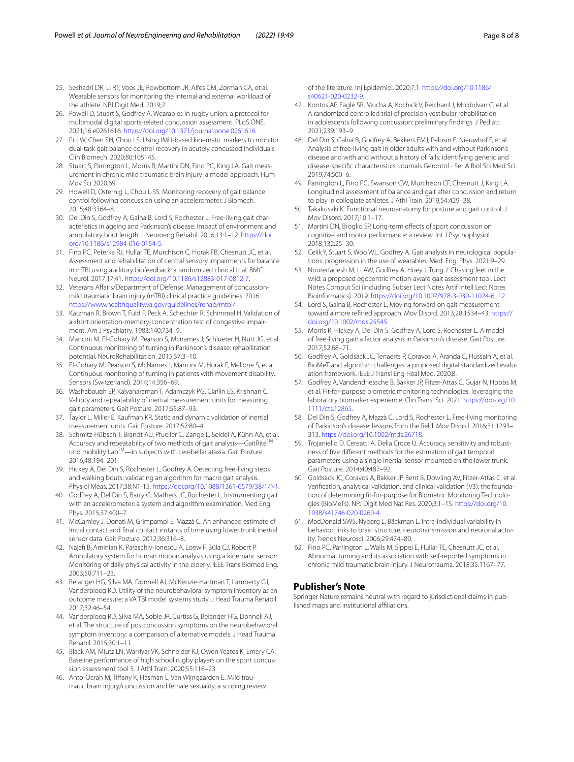25. Seshadri DR, Li RT, Voos JE, Rowbottom JR, Alfes CM, Zorman CA, et al. Wearable sensors for monitoring the internal and external workload of the athlete. NPJ Digit Med. 2019;2.
26. Powell D, Stuart S, Godfrey A. Wearables in rugby union: a protocol for multimodal digital sports-related concussion assessment. PLoS ONE. 2021;16:e0261616. https://doi.org/10.1371/journal.pone.0261616.
27. Pitt W, Chen SH, Chou LS. Using IMU-based kinematic markers to monitor dual-task gait balance control recovery in acutely concussed individuals. Clin Biomech. 2020;80:105145.
28. Stuart S, Parrington L, Morris R, Martini DN, Fino PC, King LA. Gait measurement in chronic mild traumatic brain injury: a model approach. Hum Mov Sci 2020;69
29. Howell D, Osternig L, Chou L-SS. Monitoring recovery of gait balance control following concussion using an accelerometer. J Biomech. 2015;48:3364–8.
30. Del Din S, Godfrey A, Galna B, Lord S, Rochester L. Free-living gait characteristics in ageing and Parkinson's disease: impact of environment and ambulatory bout length. J Neuroeng Rehabil. 2016;13:1–12. https://doi.org/10.1186/s12984-016-0154-5.
31. Fino PC, Peterka RJ, Hullar TE, Murchison C, Horak FB, Chesnutt JC, et al. Assessment and rehabilitation of central sensory impairments for balance in mTBI using auditory biofeedback: a randomized clinical trial. BMC Neurol. 2017;17:41. https://doi.org/10.1186/s12883-017-0812-7.
32. Veterans Affairs/Department of Defense. Management of concussion-mild traumatic brain injury (mTBI) clinical practice guidelines. 2016. https://www.healthquality.va.gov/guidelines/rehab/mtbi/
33. Katzman R, Brown T, Fuld P, Peck A, Schechter R, Schimmel H. Validation of a short orientation-memory-concentration test of congestive impairment. Am J Psychiatry. 1983;140:734–9.
34. Mancini M, El-Gohary M, Pearson S, Mcnames J, Schlueter H, Nutt JG, et al. Continuous monitoring of turning in Parkinson's disease: rehabilitation potential. NeuroRehabilitation. 2015;37:3–10.
35. El-Gohary M, Pearson S, McNames J, Mancini M, Horak F, Mellone S, et al. Continuous monitoring of turning in patients with movement disability. Sensors (Switzerland). 2014;14:356–69.
36. Washabaugh EP, Kalyanaraman T, Adamczyk PG, Claflin ES, Krishnan C. Validity and repeatability of inertial measurement units for measuring gait parameters. Gait Posture. 2017;55:87–93.
37. Taylor L, Miller E, Kaufman KR. Static and dynamic validation of inertial measurement units. Gait Posture. 2017;57:80–4.
38. Schmitz-Hübsch T, Brandt AU, Pfueller C, Zange L, Seidel A, Kühn AA, et al. Accuracy and repeatability of two methods of gait analysis—GaitRite™ und mobility Lab™—in subjects with cerebellar ataxia. Gait Posture. 2016;48:194–201.
39. Hickey A, Del Din S, Rochester L, Godfrey A. Detecting free-living steps and walking bouts: validating an algorithm for macro gait analysis. Physiol Meas. 2017;38:N1-15. https://doi.org/10.1088/1361-6579/38/1/N1.
40. Godfrey A, Del Din S, Barry G, Mathers JC, Rochester L. Instrumenting gait with an accelerometer: a system and algorithm examination. Med Eng Phys. 2015;37:400–7.
41. McCamley J, Donati M, Grimpampi E, Mazzà C. An enhanced estimate of initial contact and final contact instants of time using lower trunk inertial sensor data. Gait Posture. 2012;36:316–8.
42. Najafi B, Aminian K, Paraschiv-Ionescu A, Loew F, Büla CJ, Robert P. Ambulatory system for human motion analysis using a kinematic sensor: Monitoring of daily physical activity in the elderly. IEEE Trans Biomed Eng. 2003;50:711–23.
43. Belanger HG, Silva MA, Donnell AJ, McKenzie-Hartman T, Lamberty GJ, Vanderploeg RD. Utility of the neurobehavioral symptom inventory as an outcome measure: a VA TBI model systems study. J Head Trauma Rehabil. 2017;32:46–54.
44. Vanderploeg RD, Silva MA, Soble JR, Curtiss G, Belanger HG, Donnell AJ, et al. The structure of postconcussion symptoms on the neurobehavioral symptom inventory: a comparison of alternative models. J Head Trauma Rehabil. 2015;30:1–11.
45. Black AM, Miutz LN, Warriyar VK, Schneider KJ, Owen Yeates K, Emery CA. Baseline performance of high school rugby players on the sport concussion assessment tool 5. J Athl Train. 2020;55:116–23.
46. Anto-Ocrah M, Tiffany K, Hasman L, Van Wijngaarden E. Mild traumatic brain injury/concussion and female sexuality, a scoping review of the literature. Inj Epidemiol. 2020;7:1. https://doi.org/10.1186/s40621-020-0232-9.
47. Kontos AP, Eagle SR, Mucha A, Kochick V, Reichard J, Moldolvan C, et al. A randomized controlled trial of precision vestibular rehabilitation in adolescents following concussion: preliminary findings. J Pediatr. 2021;239:193–9.
48. Del Din S, Galna B, Godfrey A, Bekkers EMJ, Pelosin E, Nieuwhof F, et al. Analysis of free-living gait in older adults with and without Parkinson's disease and with and without a history of falls: identifying generic and disease-specific characteristics. Journals Gerontol - Ser A Biol Sci Med Sci. 2019;74:500–6.
49. Parrington L, Fino PC, Swanson CW, Murchison CF, Chesnutt J, King LA. Longitudinal assessment of balance and gait after concussion and return to play in collegiate athletes. J Athl Train. 2019;54:429–38.
50. Takakusaki K. Functional neuroanatomy for posture and gait control. J Mov Disord. 2017;10:1–17.
51. Martini DN, Broglio SP. Long-term effects of sport concussion on cognitive and motor performance: a review. Int J Psychophysiol. 2018;132:25–30.
52. Celik Y, Stuart S, Woo WL, Godfrey A. Gait analysis in neurological populations: progression in the use of wearables. Med. Eng. Phys. 2021;9–29.
53. Nouredanesh M, Li AW, Godfrey A, Hoey J, Tung J. Chasing feet in the wild: a proposed egocentric motion-aware gait assessment tool. Lect Notes Comput Sci (including Subser Lect Notes Artif Intell Lect Notes Bioinformatics). 2019. https://doi.org/10.1007/978-3-030-11024-6_12.
54. Lord S, Galna B, Rochester L. Moving forward on gait measurement: toward a more refined approach. Mov Disord. 2013;28:1534–43. https://doi.org/10.1002/mds.25545.
55. Morris R, Hickey A, Del Din S, Godfrey A, Lord S, Rochester L. A model of free-living gait: a factor analysis in Parkinson's disease. Gait Posture. 2017;52:68–71.
56. Godfrey A, Goldsack JC, Tenaerts P, Coravos A, Aranda C, Hussain A, et al. BioMeT and algorithm challenges: a proposed digital standardized evaluation framework. IEEE J Transl Eng Heal Med. 2020;8.
57. Godfrey A, Vandendriessche B, Bakker JP, Fitzer-Attas C, Gujar N, Hobbs M, et al. Fit-for-purpose biometric monitoring technologies: leveraging the laboratory biomarker experience. Clin Transl Sci. 2021. https://doi.org/10.1111/cts.12865.
58. Del Din S, Godfrey A, Mazzà C, Lord S, Rochester L. Free-living monitoring of Parkinson's disease: lessons from the field. Mov Disord. 2016;31:1293–313. https://doi.org/10.1002/mds.26718.
59. Trojaniello D, Cereatti A, Della Croce U. Accuracy, sensitivity and robustness of five different methods for the estimation of gait temporal parameters using a single inertial sensor mounted on the lower trunk. Gait Posture. 2014;40:487–92.
60. Goldsack JC, Coravos A, Bakker JP, Bent B, Dowling AV, Fitzer-Attas C, et al. Verification, analytical validation, and clinical validation (V3): the foundation of determining fit-for-purpose for Biometric Monitoring Technologies (BioMeTs). NPJ Digit Med Nat Res. 2020;3:1–15. https://doi.org/10.1038/s41746-020-0260-4.
61. MacDonald SWS, Nyberg L, Bäckman L. Intra-individual variability in behavior: links to brain structure, neurotransmission and neuronal activity. Trends Neurosci. 2006;29:474–80.
62. Fino PC, Parrington L, Walls M, Sippel E, Hullar TE, Chesnutt JC, et al. Abnormal turning and its association with self-reported symptoms in chronic mild traumatic brain injury. J Neurotrauma. 2018;35:1167–77.

## Publisher's Note

Springer Nature remains neutral with regard to jurisdictional claims in published maps and institutional affiliations.